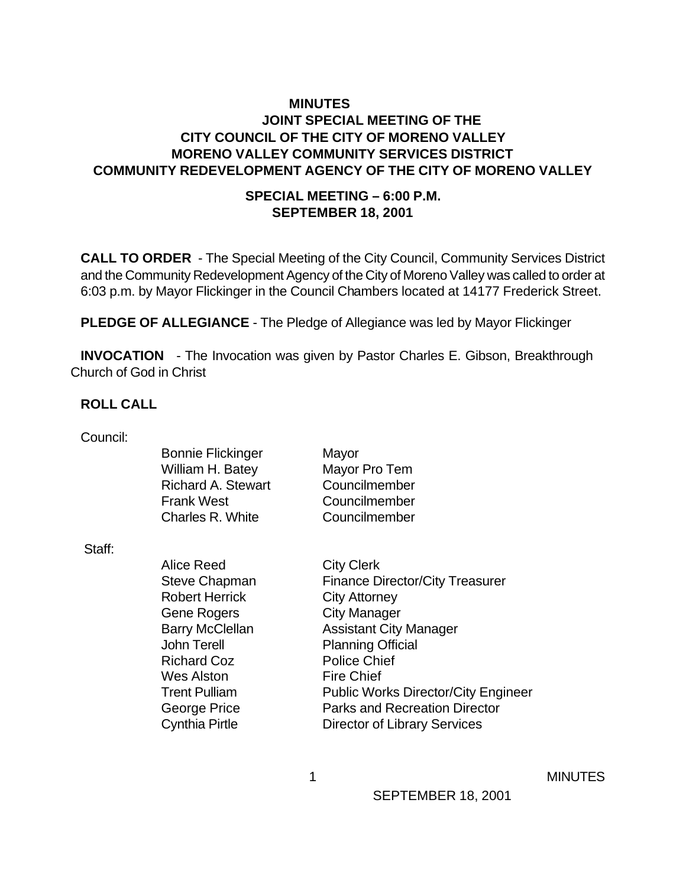# MINUTES

## JOINT SPECIAL MEETING OF THE CITY COUNCIL OF THE CITY OF MORENO VALLEY MORENO VALLEY COMMUNITY SERVICES DISTRICT COMMUNITY REDEVELOPMENT AGENCY OF THE CITY OF MORENO VALLEY

### SPECIAL MEETING – 6:00 P.M. SEPTEMBER 18, 2001

**CALL TO ORDER** - The Special Meeting of the City Council, Community Services District and the Community Redevelopment Agency of the City of Moreno Valley was called to order at 6:03 p.m. by Mayor Flickinger in the Council Chambers located at 14177 Frederick Street.

**PLEDGE OF ALLEGIANCE** - The Pledge of Allegiance was led by Mayor Flickinger

**INVOCATION** - The Invocation was given by Pastor Charles E. Gibson, Breakthrough Church of God in Christ

**ROLL CALL**

Council:

| | |
|---|---|
| Bonnie Flickinger | Mayor |
| William H. Batey | Mayor Pro Tem |
| Richard A. Stewart | Councilmember |
| Frank West | Councilmember |
| Charles R. White | Councilmember |

Staff:

| | |
|---|---|
| Alice Reed | City Clerk |
| Steve Chapman | Finance Director/City Treasurer |
| Robert Herrick | City Attorney |
| Gene Rogers | City Manager |
| Barry McClellan | Assistant City Manager |
| John Terell | Planning Official |
| Richard Coz | Police Chief |
| Wes Alston | Fire Chief |
| Trent Pulliam | Public Works Director/City Engineer |
| George Price | Parks and Recreation Director |
| Cynthia Pirtle | Director of Library Services |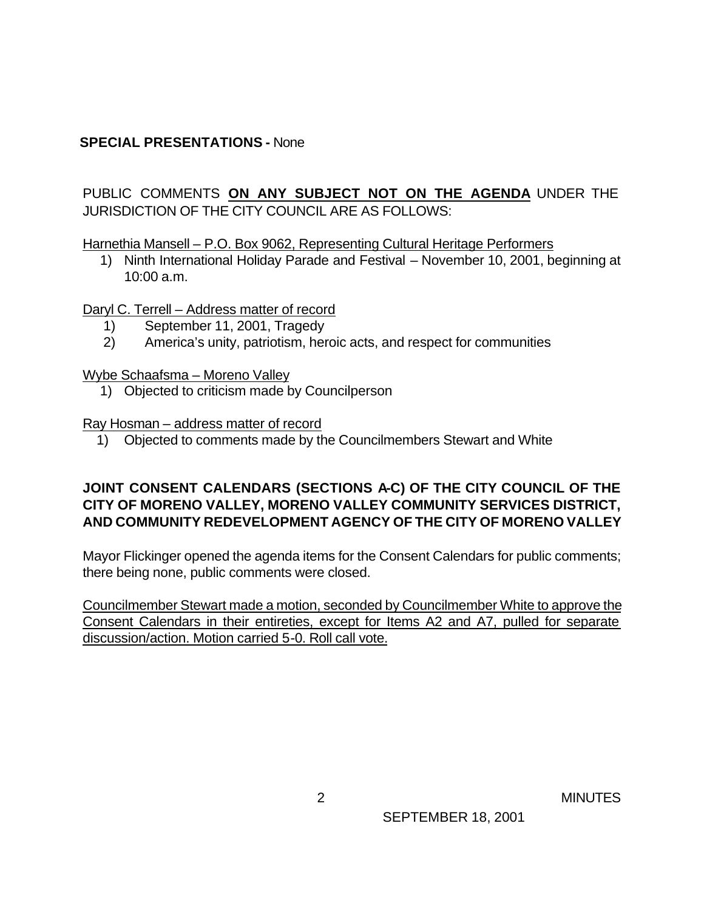**SPECIAL PRESENTATIONS -** None

PUBLIC COMMENTS **ON ANY SUBJECT NOT ON THE AGENDA** UNDER THE JURISDICTION OF THE CITY COUNCIL ARE AS FOLLOWS:

Harnethia Mansell – P.O. Box 9062, Representing Cultural Heritage Performers

1) Ninth International Holiday Parade and Festival – November 10, 2001, beginning at 10:00 a.m.

Daryl C. Terrell – Address matter of record

1) September 11, 2001, Tragedy
2) America's unity, patriotism, heroic acts, and respect for communities

Wybe Schaafsma – Moreno Valley

1) Objected to criticism made by Councilperson

Ray Hosman – address matter of record

1) Objected to comments made by the Councilmembers Stewart and White

**JOINT CONSENT CALENDARS (SECTIONS A-C) OF THE CITY COUNCIL OF THE CITY OF MORENO VALLEY, MORENO VALLEY COMMUNITY SERVICES DISTRICT, AND COMMUNITY REDEVELOPMENT AGENCY OF THE CITY OF MORENO VALLEY**

Mayor Flickinger opened the agenda items for the Consent Calendars for public comments; there being none, public comments were closed.

Councilmember Stewart made a motion, seconded by Councilmember White to approve the Consent Calendars in their entireties, except for Items A2 and A7, pulled for separate discussion/action. Motion carried 5-0. Roll call vote.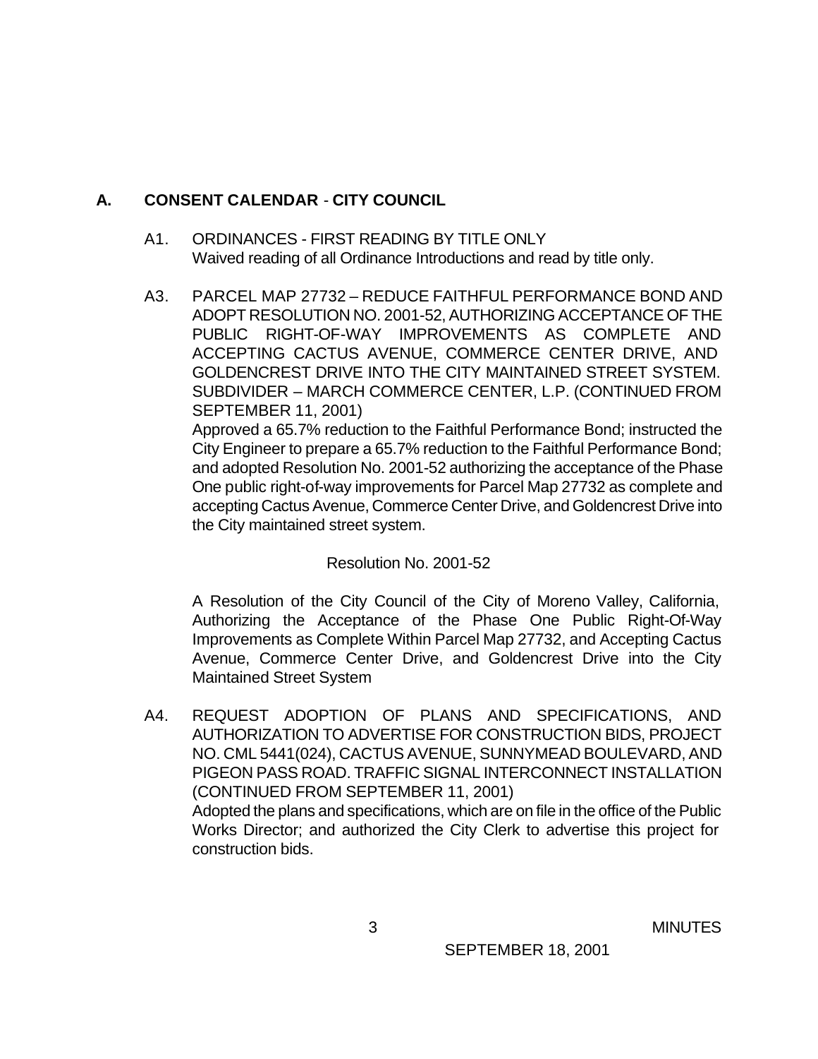## A. CONSENT CALENDAR - CITY COUNCIL

A1. ORDINANCES - FIRST READING BY TITLE ONLY
Waived reading of all Ordinance Introductions and read by title only.

A3. PARCEL MAP 27732 – REDUCE FAITHFUL PERFORMANCE BOND AND ADOPT RESOLUTION NO. 2001-52, AUTHORIZING ACCEPTANCE OF THE PUBLIC RIGHT-OF-WAY IMPROVEMENTS AS COMPLETE AND ACCEPTING CACTUS AVENUE, COMMERCE CENTER DRIVE, AND GOLDENCREST DRIVE INTO THE CITY MAINTAINED STREET SYSTEM. SUBDIVIDER – MARCH COMMERCE CENTER, L.P. (CONTINUED FROM SEPTEMBER 11, 2001)
Approved a 65.7% reduction to the Faithful Performance Bond; instructed the City Engineer to prepare a 65.7% reduction to the Faithful Performance Bond; and adopted Resolution No. 2001-52 authorizing the acceptance of the Phase One public right-of-way improvements for Parcel Map 27732 as complete and accepting Cactus Avenue, Commerce Center Drive, and Goldencrest Drive into the City maintained street system.

Resolution No. 2001-52

A Resolution of the City Council of the City of Moreno Valley, California, Authorizing the Acceptance of the Phase One Public Right-Of-Way Improvements as Complete Within Parcel Map 27732, and Accepting Cactus Avenue, Commerce Center Drive, and Goldencrest Drive into the City Maintained Street System

A4. REQUEST ADOPTION OF PLANS AND SPECIFICATIONS, AND AUTHORIZATION TO ADVERTISE FOR CONSTRUCTION BIDS, PROJECT NO. CML 5441(024), CACTUS AVENUE, SUNNYMEAD BOULEVARD, AND PIGEON PASS ROAD. TRAFFIC SIGNAL INTERCONNECT INSTALLATION (CONTINUED FROM SEPTEMBER 11, 2001)
Adopted the plans and specifications, which are on file in the office of the Public Works Director; and authorized the City Clerk to advertise this project for construction bids.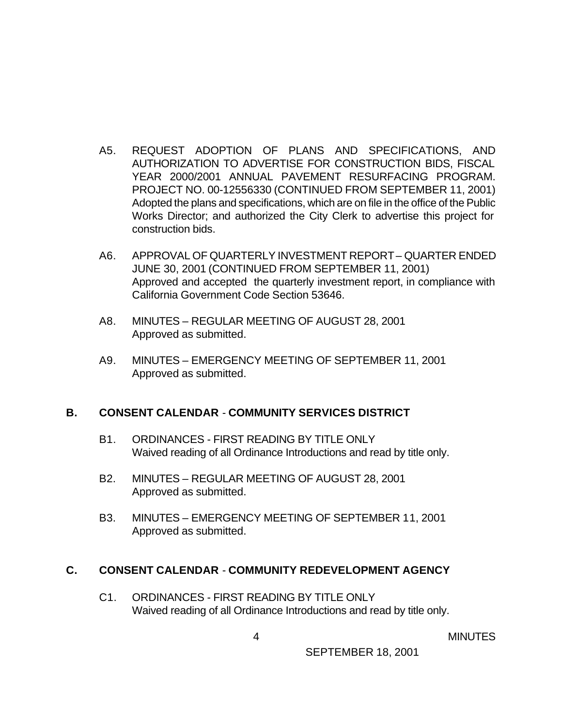A5. REQUEST ADOPTION OF PLANS AND SPECIFICATIONS, AND AUTHORIZATION TO ADVERTISE FOR CONSTRUCTION BIDS, FISCAL YEAR 2000/2001 ANNUAL PAVEMENT RESURFACING PROGRAM. PROJECT NO. 00-12556330 (CONTINUED FROM SEPTEMBER 11, 2001)
Adopted the plans and specifications, which are on file in the office of the Public Works Director; and authorized the City Clerk to advertise this project for construction bids.

A6. APPROVAL OF QUARTERLY INVESTMENT REPORT – QUARTER ENDED JUNE 30, 2001 (CONTINUED FROM SEPTEMBER 11, 2001)
Approved and accepted the quarterly investment report, in compliance with California Government Code Section 53646.

A8. MINUTES – REGULAR MEETING OF AUGUST 28, 2001
Approved as submitted.

A9. MINUTES – EMERGENCY MEETING OF SEPTEMBER 11, 2001
Approved as submitted.

## B. CONSENT CALENDAR - COMMUNITY SERVICES DISTRICT

B1. ORDINANCES - FIRST READING BY TITLE ONLY
Waived reading of all Ordinance Introductions and read by title only.

B2. MINUTES – REGULAR MEETING OF AUGUST 28, 2001
Approved as submitted.

B3. MINUTES – EMERGENCY MEETING OF SEPTEMBER 11, 2001
Approved as submitted.

## C. CONSENT CALENDAR - COMMUNITY REDEVELOPMENT AGENCY

C1. ORDINANCES - FIRST READING BY TITLE ONLY
Waived reading of all Ordinance Introductions and read by title only.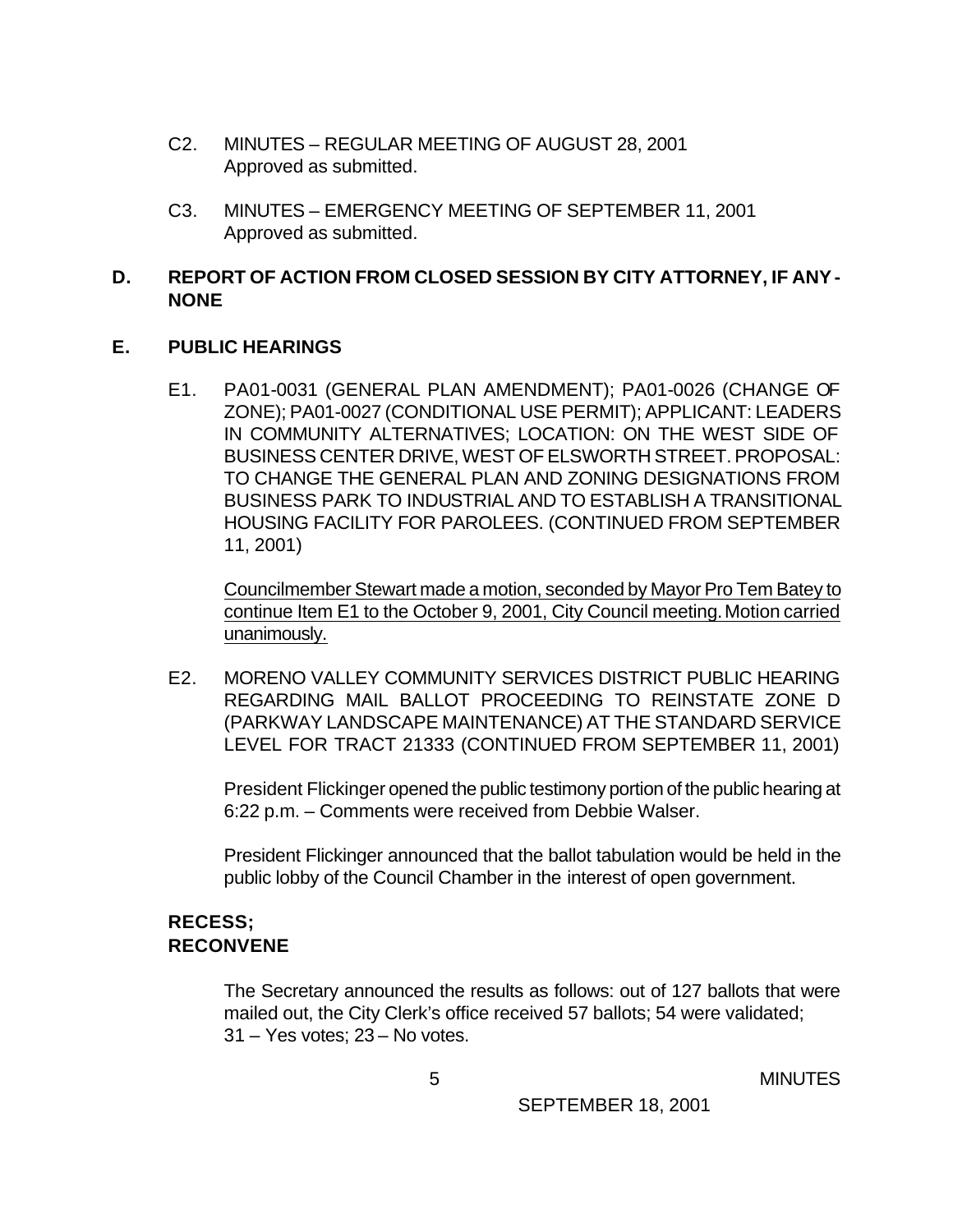C2. MINUTES – REGULAR MEETING OF AUGUST 28, 2001
Approved as submitted.

C3. MINUTES – EMERGENCY MEETING OF SEPTEMBER 11, 2001
Approved as submitted.

## D. REPORT OF ACTION FROM CLOSED SESSION BY CITY ATTORNEY, IF ANY - NONE

## E. PUBLIC HEARINGS

E1. PA01-0031 (GENERAL PLAN AMENDMENT); PA01-0026 (CHANGE OF ZONE); PA01-0027 (CONDITIONAL USE PERMIT); APPLICANT: LEADERS IN COMMUNITY ALTERNATIVES; LOCATION: ON THE WEST SIDE OF BUSINESS CENTER DRIVE, WEST OF ELSWORTH STREET. PROPOSAL: TO CHANGE THE GENERAL PLAN AND ZONING DESIGNATIONS FROM BUSINESS PARK TO INDUSTRIAL AND TO ESTABLISH A TRANSITIONAL HOUSING FACILITY FOR PAROLEES. (CONTINUED FROM SEPTEMBER 11, 2001)

Councilmember Stewart made a motion, seconded by Mayor Pro Tem Batey to continue Item E1 to the October 9, 2001, City Council meeting. Motion carried unanimously.

E2. MORENO VALLEY COMMUNITY SERVICES DISTRICT PUBLIC HEARING REGARDING MAIL BALLOT PROCEEDING TO REINSTATE ZONE D (PARKWAY LANDSCAPE MAINTENANCE) AT THE STANDARD SERVICE LEVEL FOR TRACT 21333 (CONTINUED FROM SEPTEMBER 11, 2001)

President Flickinger opened the public testimony portion of the public hearing at 6:22 p.m. – Comments were received from Debbie Walser.

President Flickinger announced that the ballot tabulation would be held in the public lobby of the Council Chamber in the interest of open government.

## RECESS; RECONVENE

The Secretary announced the results as follows: out of 127 ballots that were mailed out, the City Clerk's office received 57 ballots; 54 were validated; 31 – Yes votes; 23 – No votes.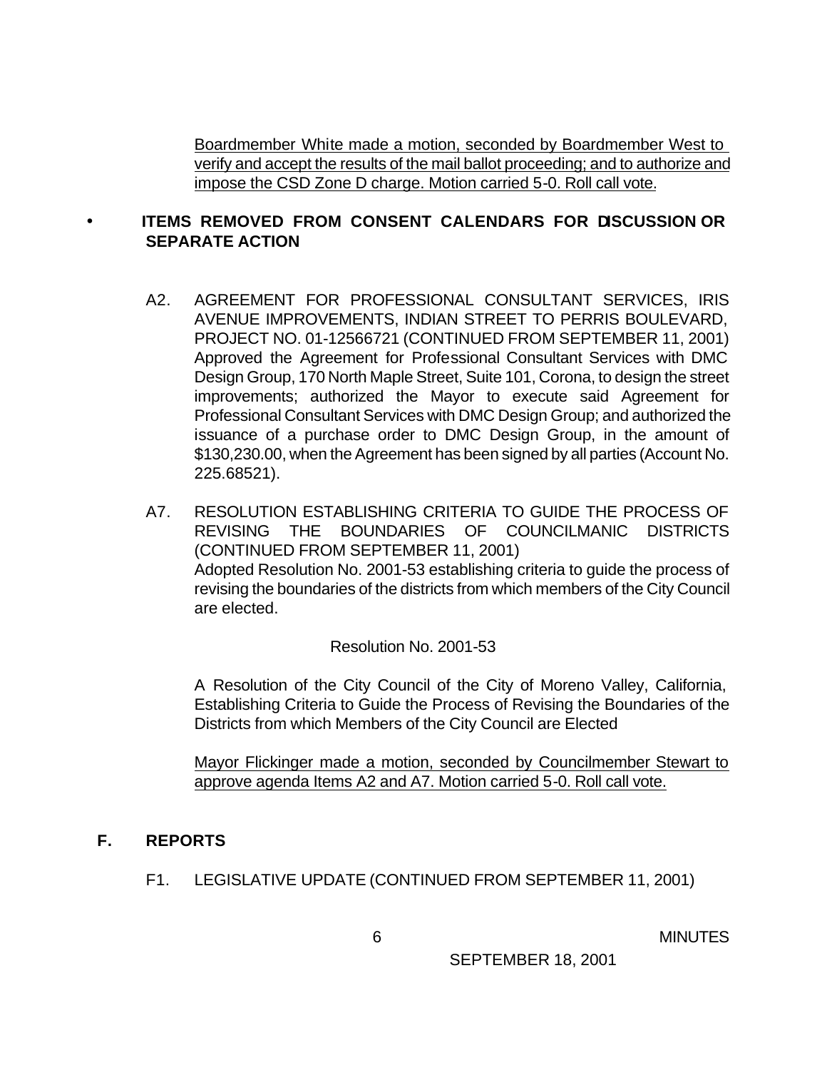Boardmember White made a motion, seconded by Boardmember West to verify and accept the results of the mail ballot proceeding; and to authorize and impose the CSD Zone D charge. Motion carried 5-0. Roll call vote.

- **ITEMS REMOVED FROM CONSENT CALENDARS FOR DISCUSSION OR SEPARATE ACTION**

A2. AGREEMENT FOR PROFESSIONAL CONSULTANT SERVICES, IRIS AVENUE IMPROVEMENTS, INDIAN STREET TO PERRIS BOULEVARD, PROJECT NO. 01-12566721 (CONTINUED FROM SEPTEMBER 11, 2001)
Approved the Agreement for Professional Consultant Services with DMC Design Group, 170 North Maple Street, Suite 101, Corona, to design the street improvements; authorized the Mayor to execute said Agreement for Professional Consultant Services with DMC Design Group; and authorized the issuance of a purchase order to DMC Design Group, in the amount of $130,230.00, when the Agreement has been signed by all parties (Account No. 225.68521).

A7. RESOLUTION ESTABLISHING CRITERIA TO GUIDE THE PROCESS OF REVISING THE BOUNDARIES OF COUNCILMANIC DISTRICTS (CONTINUED FROM SEPTEMBER 11, 2001)
Adopted Resolution No. 2001-53 establishing criteria to guide the process of revising the boundaries of the districts from which members of the City Council are elected.

Resolution No. 2001-53

A Resolution of the City Council of the City of Moreno Valley, California, Establishing Criteria to Guide the Process of Revising the Boundaries of the Districts from which Members of the City Council are Elected

Mayor Flickinger made a motion, seconded by Councilmember Stewart to approve agenda Items A2 and A7. Motion carried 5-0. Roll call vote.

**F. REPORTS**

F1. LEGISLATIVE UPDATE (CONTINUED FROM SEPTEMBER 11, 2001)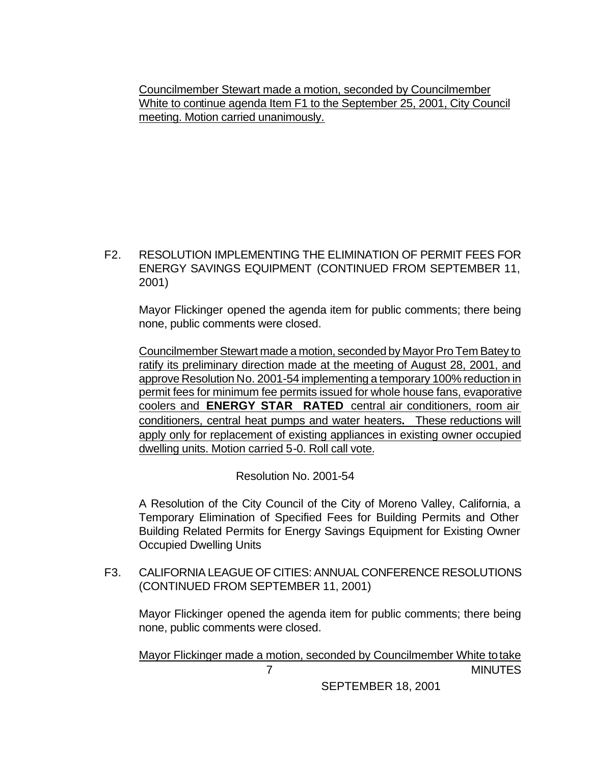Councilmember Stewart made a motion, seconded by Councilmember White to continue agenda Item F1 to the September 25, 2001, City Council meeting. Motion carried unanimously.

F2. RESOLUTION IMPLEMENTING THE ELIMINATION OF PERMIT FEES FOR ENERGY SAVINGS EQUIPMENT (CONTINUED FROM SEPTEMBER 11, 2001)

Mayor Flickinger opened the agenda item for public comments; there being none, public comments were closed.

Councilmember Stewart made a motion, seconded by Mayor Pro Tem Batey to ratify its preliminary direction made at the meeting of August 28, 2001, and approve Resolution No. 2001-54 implementing a temporary 100% reduction in permit fees for minimum fee permits issued for whole house fans, evaporative coolers and **ENERGY STAR RATED** central air conditioners, room air conditioners, central heat pumps and water heaters**.** These reductions will apply only for replacement of existing appliances in existing owner occupied dwelling units. Motion carried 5-0. Roll call vote.

Resolution No. 2001-54

A Resolution of the City Council of the City of Moreno Valley, California, a Temporary Elimination of Specified Fees for Building Permits and Other Building Related Permits for Energy Savings Equipment for Existing Owner Occupied Dwelling Units

F3. CALIFORNIA LEAGUE OF CITIES: ANNUAL CONFERENCE RESOLUTIONS (CONTINUED FROM SEPTEMBER 11, 2001)

Mayor Flickinger opened the agenda item for public comments; there being none, public comments were closed.

Mayor Flickinger made a motion, seconded by Councilmember White to take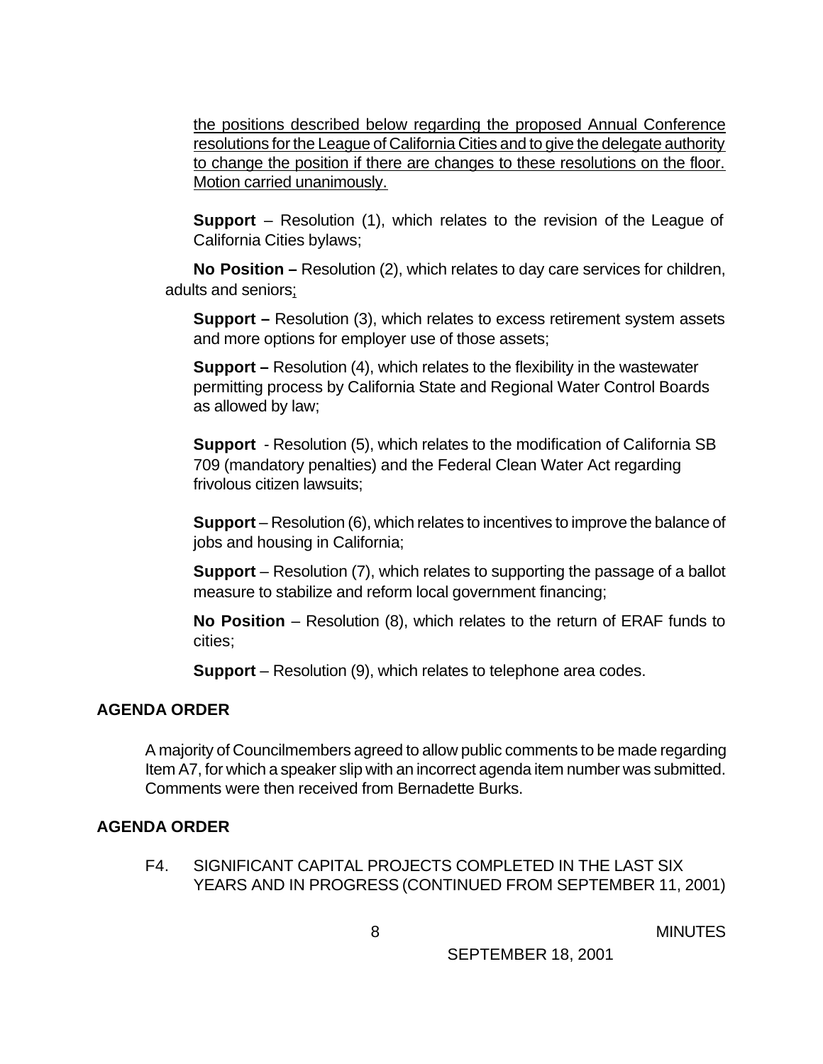the positions described below regarding the proposed Annual Conference resolutions for the League of California Cities and to give the delegate authority to change the position if there are changes to these resolutions on the floor. Motion carried unanimously.

**Support** – Resolution (1), which relates to the revision of the League of California Cities bylaws;

**No Position –** Resolution (2), which relates to day care services for children, adults and seniors;

**Support –** Resolution (3), which relates to excess retirement system assets and more options for employer use of those assets;

**Support –** Resolution (4), which relates to the flexibility in the wastewater permitting process by California State and Regional Water Control Boards as allowed by law;

**Support** - Resolution (5), which relates to the modification of California SB 709 (mandatory penalties) and the Federal Clean Water Act regarding frivolous citizen lawsuits;

**Support** – Resolution (6), which relates to incentives to improve the balance of jobs and housing in California;

**Support** – Resolution (7), which relates to supporting the passage of a ballot measure to stabilize and reform local government financing;

**No Position** – Resolution (8), which relates to the return of ERAF funds to cities;

**Support** – Resolution (9), which relates to telephone area codes.

## AGENDA ORDER

A majority of Councilmembers agreed to allow public comments to be made regarding Item A7, for which a speaker slip with an incorrect agenda item number was submitted. Comments were then received from Bernadette Burks.

## AGENDA ORDER

F4. SIGNIFICANT CAPITAL PROJECTS COMPLETED IN THE LAST SIX YEARS AND IN PROGRESS (CONTINUED FROM SEPTEMBER 11, 2001)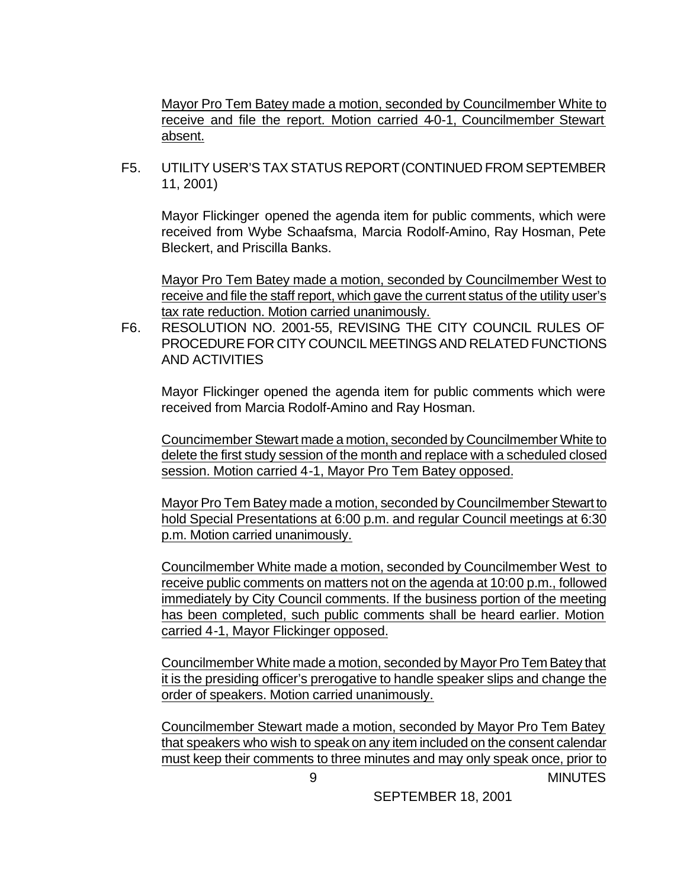Mayor Pro Tem Batey made a motion, seconded by Councilmember White to receive and file the report. Motion carried 4-0-1, Councilmember Stewart absent.

F5. UTILITY USER'S TAX STATUS REPORT (CONTINUED FROM SEPTEMBER 11, 2001)

Mayor Flickinger opened the agenda item for public comments, which were received from Wybe Schaafsma, Marcia Rodolf-Amino, Ray Hosman, Pete Bleckert, and Priscilla Banks.

Mayor Pro Tem Batey made a motion, seconded by Councilmember West to receive and file the staff report, which gave the current status of the utility user's tax rate reduction. Motion carried unanimously.

F6. RESOLUTION NO. 2001-55, REVISING THE CITY COUNCIL RULES OF PROCEDURE FOR CITY COUNCIL MEETINGS AND RELATED FUNCTIONS AND ACTIVITIES

Mayor Flickinger opened the agenda item for public comments which were received from Marcia Rodolf-Amino and Ray Hosman.

Councimember Stewart made a motion, seconded by Councilmember White to delete the first study session of the month and replace with a scheduled closed session. Motion carried 4-1, Mayor Pro Tem Batey opposed.

Mayor Pro Tem Batey made a motion, seconded by Councilmember Stewart to hold Special Presentations at 6:00 p.m. and regular Council meetings at 6:30 p.m. Motion carried unanimously.

Councilmember White made a motion, seconded by Councilmember West to receive public comments on matters not on the agenda at 10:00 p.m., followed immediately by City Council comments. If the business portion of the meeting has been completed, such public comments shall be heard earlier. Motion carried 4-1, Mayor Flickinger opposed.

Councilmember White made a motion, seconded by Mayor Pro Tem Batey that it is the presiding officer's prerogative to handle speaker slips and change the order of speakers. Motion carried unanimously.

Councilmember Stewart made a motion, seconded by Mayor Pro Tem Batey that speakers who wish to speak on any item included on the consent calendar must keep their comments to three minutes and may only speak once, prior to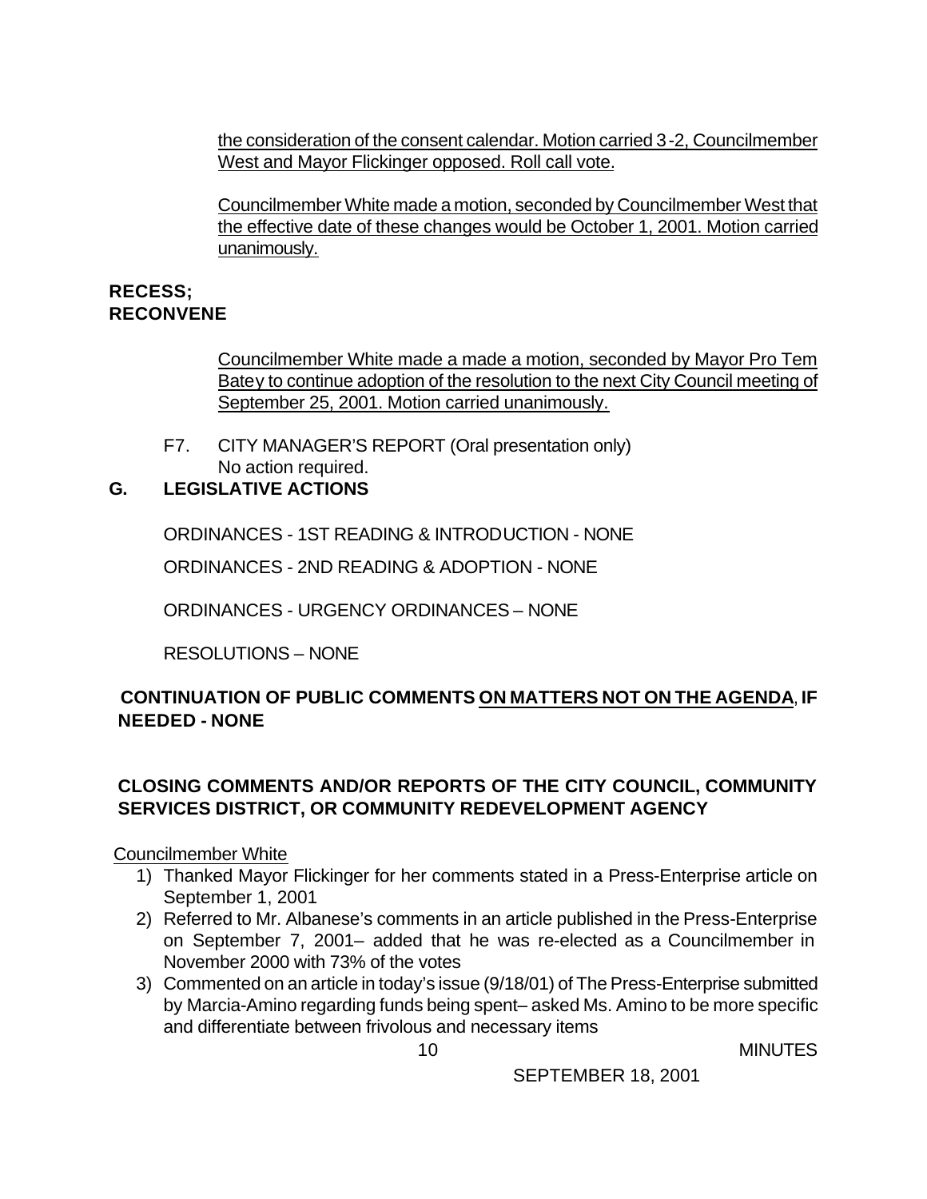the consideration of the consent calendar. Motion carried 3-2, Councilmember West and Mayor Flickinger opposed. Roll call vote.

Councilmember White made a motion, seconded by Councilmember West that the effective date of these changes would be October 1, 2001. Motion carried unanimously.

**RECESS;**
**RECONVENE**

Councilmember White made a made a motion, seconded by Mayor Pro Tem Batey to continue adoption of the resolution to the next City Council meeting of September 25, 2001. Motion carried unanimously.

F7. CITY MANAGER'S REPORT (Oral presentation only)
No action required.

## G. LEGISLATIVE ACTIONS

ORDINANCES - 1ST READING & INTRODUCTION - NONE

ORDINANCES - 2ND READING & ADOPTION - NONE

ORDINANCES - URGENCY ORDINANCES – NONE

RESOLUTIONS – NONE

**CONTINUATION OF PUBLIC COMMENTS ON MATTERS NOT ON THE AGENDA, IF NEEDED - NONE**

**CLOSING COMMENTS AND/OR REPORTS OF THE CITY COUNCIL, COMMUNITY SERVICES DISTRICT, OR COMMUNITY REDEVELOPMENT AGENCY**

Councilmember White

1) Thanked Mayor Flickinger for her comments stated in a Press-Enterprise article on September 1, 2001
2) Referred to Mr. Albanese's comments in an article published in the Press-Enterprise on September 7, 2001– added that he was re-elected as a Councilmember in November 2000 with 73% of the votes
3) Commented on an article in today's issue (9/18/01) of The Press-Enterprise submitted by Marcia-Amino regarding funds being spent– asked Ms. Amino to be more specific and differentiate between frivolous and necessary items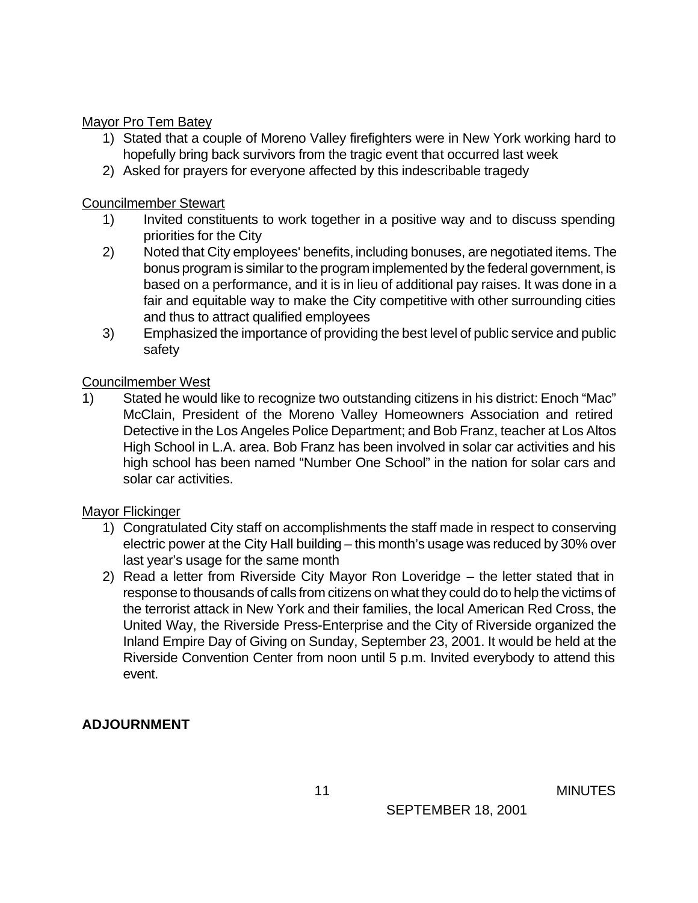Mayor Pro Tem Batey

1) Stated that a couple of Moreno Valley firefighters were in New York working hard to hopefully bring back survivors from the tragic event that occurred last week
2) Asked for prayers for everyone affected by this indescribable tragedy

Councilmember Stewart

1) Invited constituents to work together in a positive way and to discuss spending priorities for the City
2) Noted that City employees' benefits, including bonuses, are negotiated items. The bonus program is similar to the program implemented by the federal government, is based on a performance, and it is in lieu of additional pay raises. It was done in a fair and equitable way to make the City competitive with other surrounding cities and thus to attract qualified employees
3) Emphasized the importance of providing the best level of public service and public safety

Councilmember West

1) Stated he would like to recognize two outstanding citizens in his district: Enoch "Mac" McClain, President of the Moreno Valley Homeowners Association and retired Detective in the Los Angeles Police Department; and Bob Franz, teacher at Los Altos High School in L.A. area. Bob Franz has been involved in solar car activities and his high school has been named "Number One School" in the nation for solar cars and solar car activities.

Mayor Flickinger

1) Congratulated City staff on accomplishments the staff made in respect to conserving electric power at the City Hall building – this month's usage was reduced by 30% over last year's usage for the same month
2) Read a letter from Riverside City Mayor Ron Loveridge – the letter stated that in response to thousands of calls from citizens on what they could do to help the victims of the terrorist attack in New York and their families, the local American Red Cross, the United Way, the Riverside Press-Enterprise and the City of Riverside organized the Inland Empire Day of Giving on Sunday, September 23, 2001. It would be held at the Riverside Convention Center from noon until 5 p.m. Invited everybody to attend this event.

**ADJOURNMENT**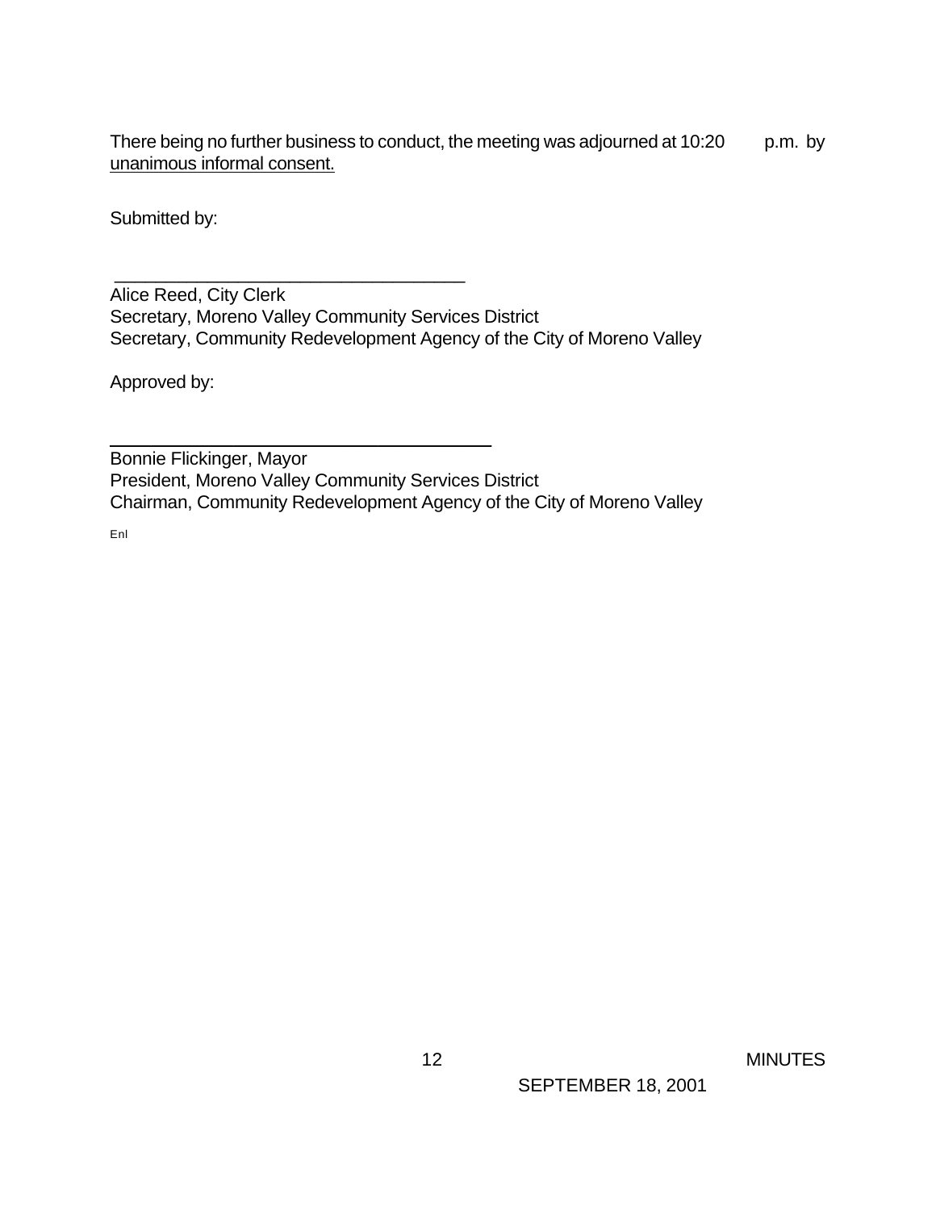There being no further business to conduct, the meeting was adjourned at 10:20 p.m. by unanimous informal consent.

Submitted by:

\_\_\_\_\_\_\_\_\_\_\_\_\_\_\_\_\_\_\_\_\_\_\_\_\_\_\_\_\_\_\_\_\_\_\_\_\_\_

Alice Reed, City Clerk
Secretary, Moreno Valley Community Services District
Secretary, Community Redevelopment Agency of the City of Moreno Valley

Approved by:

\_\_\_\_\_\_\_\_\_\_\_\_\_\_\_\_\_\_\_\_\_\_\_\_\_\_\_\_\_\_\_\_\_\_\_\_\_\_

Bonnie Flickinger, Mayor
President, Moreno Valley Community Services District
Chairman, Community Redevelopment Agency of the City of Moreno Valley

Enl